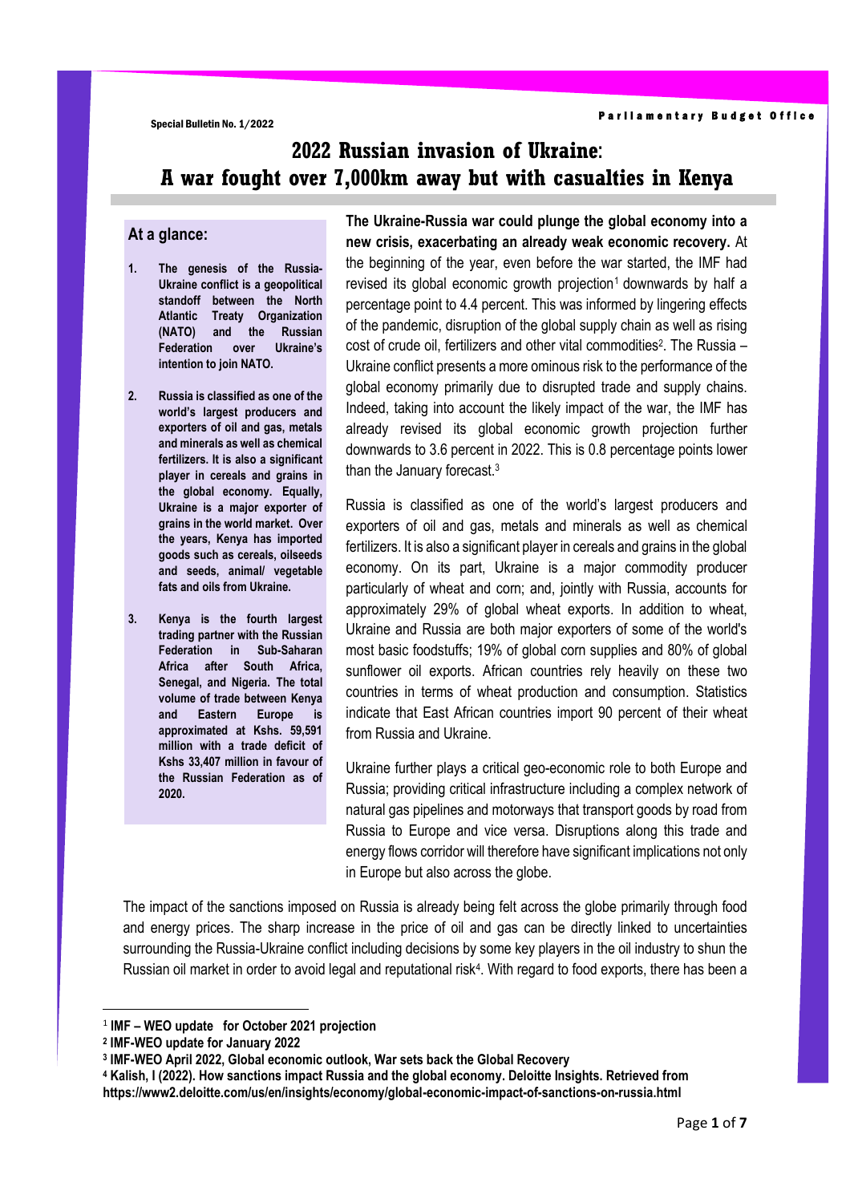Special Bulletin No. 1/2022

# 2022 Russian invasion of Ukraine: A war fought over 7,000km away but with casualties in Kenya

## At a glance:

1. **The genesis of the Russia-Ukraine conflict is a geopolitical standoff between the North Atlantic Treaty Organization (NATO) and the Russian Federation over Ukraine's intention to join NATO.**

2. **Russia is classified as one of the world's largest producers and exporters of oil and gas, metals and minerals as well as chemical fertilizers. It is also a significant player in cereals and grains in the global economy. Equally, Ukraine is a major exporter of grains in the world market. Over the years, Kenya has imported goods such as cereals, oilseeds and seeds, animal/ vegetable fats and oils from Ukraine.**

3. **Kenya is the fourth largest trading partner with the Russian Federation in Sub-Saharan Africa after South Africa, Senegal, and Nigeria. The total volume of trade between Kenya and Eastern Europe is approximated at Kshs. 59,591 million with a trade deficit of Kshs 33,407 million in favour of the Russian Federation as of 2020.**

**The Ukraine-Russia war could plunge the global economy into a new crisis, exacerbating an already weak economic recovery.** At the beginning of the year, even before the war started, the IMF had revised its global economic growth projection[1] downwards by half a percentage point to 4.4 percent. This was informed by lingering effects of the pandemic, disruption of the global supply chain as well as rising cost of crude oil, fertilizers and other vital commodities[2]. The Russia – Ukraine conflict presents a more ominous risk to the performance of the global economy primarily due to disrupted trade and supply chains. Indeed, taking into account the likely impact of the war, the IMF has already revised its global economic growth projection further downwards to 3.6 percent in 2022. This is 0.8 percentage points lower than the January forecast.[3]

Russia is classified as one of the world's largest producers and exporters of oil and gas, metals and minerals as well as chemical fertilizers. It is also a significant player in cereals and grains in the global economy. On its part, Ukraine is a major commodity producer particularly of wheat and corn; and, jointly with Russia, accounts for approximately 29% of global wheat exports. In addition to wheat, Ukraine and Russia are both major exporters of some of the world's most basic foodstuffs; 19% of global corn supplies and 80% of global sunflower oil exports. African countries rely heavily on these two countries in terms of wheat production and consumption. Statistics indicate that East African countries import 90 percent of their wheat from Russia and Ukraine.

Ukraine further plays a critical geo-economic role to both Europe and Russia; providing critical infrastructure including a complex network of natural gas pipelines and motorways that transport goods by road from Russia to Europe and vice versa. Disruptions along this trade and energy flows corridor will therefore have significant implications not only in Europe but also across the globe.

The impact of the sanctions imposed on Russia is already being felt across the globe primarily through food and energy prices. The sharp increase in the price of oil and gas can be directly linked to uncertainties surrounding the Russia-Ukraine conflict including decisions by some key players in the oil industry to shun the Russian oil market in order to avoid legal and reputational risk[4]. With regard to food exports, there has been a

---

[1] **IMF – WEO update for October 2021 projection**

[2] **IMF-WEO update for January 2022**

[3] **IMF-WEO April 2022, Global economic outlook, War sets back the Global Recovery**

[4] **Kalish, I (2022). How sanctions impact Russia and the global economy. Deloitte Insights. Retrieved from https://www2.deloitte.com/us/en/insights/economy/global-economic-impact-of-sanctions-on-russia.html**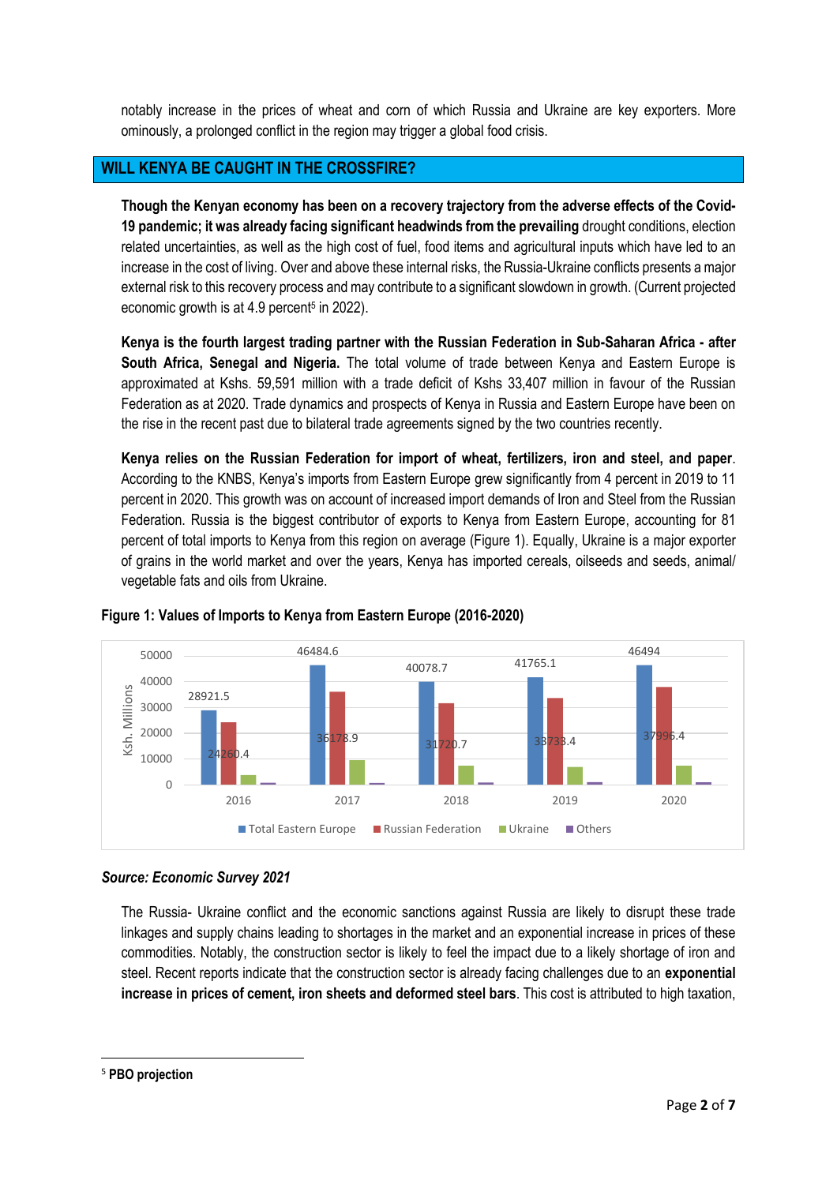notably increase in the prices of wheat and corn of which Russia and Ukraine are key exporters. More ominously, a prolonged conflict in the region may trigger a global food crisis.

## WILL KENYA BE CAUGHT IN THE CROSSFIRE?

**Though the Kenyan economy has been on a recovery trajectory from the adverse effects of the Covid-19 pandemic; it was already facing significant headwinds from the prevailing** drought conditions, election related uncertainties, as well as the high cost of fuel, food items and agricultural inputs which have led to an increase in the cost of living. Over and above these internal risks, the Russia-Ukraine conflicts presents a major external risk to this recovery process and may contribute to a significant slowdown in growth. (Current projected economic growth is at 4.9 percent[5] in 2022).

**Kenya is the fourth largest trading partner with the Russian Federation in Sub-Saharan Africa - after South Africa, Senegal and Nigeria.** The total volume of trade between Kenya and Eastern Europe is approximated at Kshs. 59,591 million with a trade deficit of Kshs 33,407 million in favour of the Russian Federation as at 2020. Trade dynamics and prospects of Kenya in Russia and Eastern Europe have been on the rise in the recent past due to bilateral trade agreements signed by the two countries recently.

**Kenya relies on the Russian Federation for import of wheat, fertilizers, iron and steel, and paper**. According to the KNBS, Kenya's imports from Eastern Europe grew significantly from 4 percent in 2019 to 11 percent in 2020. This growth was on account of increased import demands of Iron and Steel from the Russian Federation. Russia is the biggest contributor of exports to Kenya from Eastern Europe, accounting for 81 percent of total imports to Kenya from this region on average (Figure 1). Equally, Ukraine is a major exporter of grains in the world market and over the years, Kenya has imported cereals, oilseeds and seeds, animal/ vegetable fats and oils from Ukraine.

**Figure 1: Values of Imports to Kenya from Eastern Europe (2016-2020)**

| Year (Ksh. Millions) | Total Eastern Europe | Russian Federation |
|---|---|---|
| 2016 | 28921.5 | 24260.4 |
| 2017 | 46484.6 | 36178.9 |
| 2018 | 40078.7 | 31720.7 |
| 2019 | 41765.1 | 33733.4 |
| 2020 | 46494 | 37996.4 |

***Source: Economic Survey 2021***

The Russia- Ukraine conflict and the economic sanctions against Russia are likely to disrupt these trade linkages and supply chains leading to shortages in the market and an exponential increase in prices of these commodities. Notably, the construction sector is likely to feel the impact due to a likely shortage of iron and steel. Recent reports indicate that the construction sector is already facing challenges due to an **exponential increase in prices of cement, iron sheets and deformed steel bars**. This cost is attributed to high taxation,

[5] **PBO projection**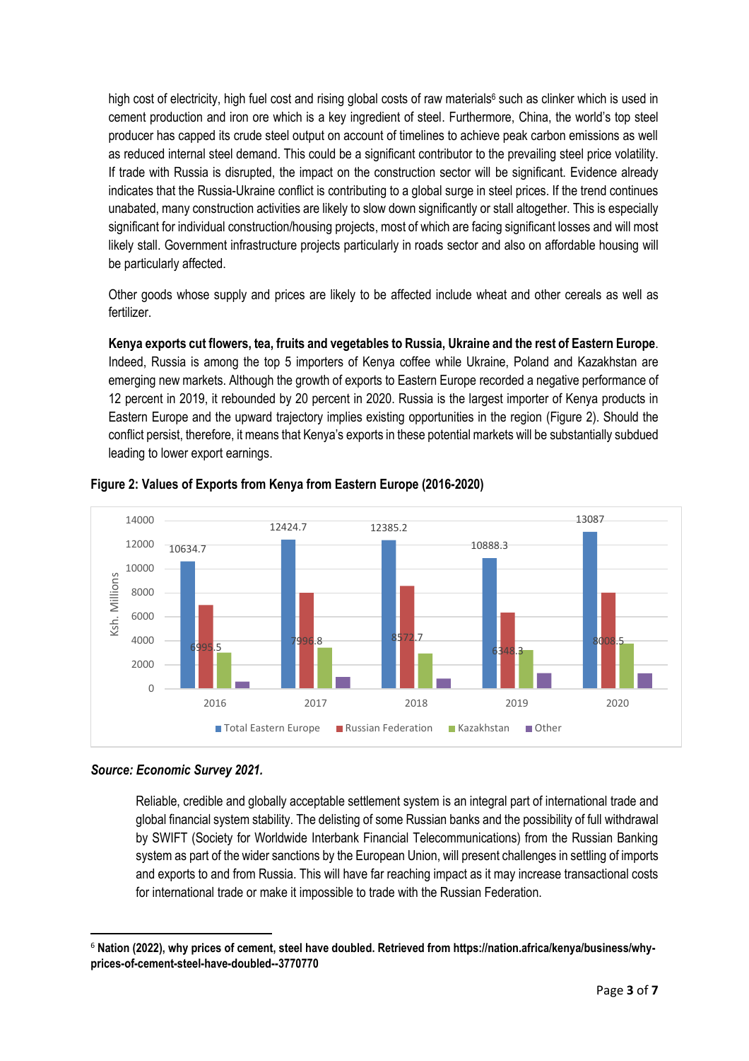high cost of electricity, high fuel cost and rising global costs of raw materials[6] such as clinker which is used in cement production and iron ore which is a key ingredient of steel. Furthermore, China, the world's top steel producer has capped its crude steel output on account of timelines to achieve peak carbon emissions as well as reduced internal steel demand. This could be a significant contributor to the prevailing steel price volatility. If trade with Russia is disrupted, the impact on the construction sector will be significant. Evidence already indicates that the Russia-Ukraine conflict is contributing to a global surge in steel prices. If the trend continues unabated, many construction activities are likely to slow down significantly or stall altogether. This is especially significant for individual construction/housing projects, most of which are facing significant losses and will most likely stall. Government infrastructure projects particularly in roads sector and also on affordable housing will be particularly affected.

Other goods whose supply and prices are likely to be affected include wheat and other cereals as well as fertilizer.

**Kenya exports cut flowers, tea, fruits and vegetables to Russia, Ukraine and the rest of Eastern Europe**. Indeed, Russia is among the top 5 importers of Kenya coffee while Ukraine, Poland and Kazakhstan are emerging new markets. Although the growth of exports to Eastern Europe recorded a negative performance of 12 percent in 2019, it rebounded by 20 percent in 2020. Russia is the largest importer of Kenya products in Eastern Europe and the upward trajectory implies existing opportunities in the region (Figure 2). Should the conflict persist, therefore, it means that Kenya's exports in these potential markets will be substantially subdued leading to lower export earnings.

**Figure 2: Values of Exports from Kenya from Eastern Europe (2016-2020)**

| Year | Total Eastern Europe | Russian Federation |
|---|---|---|
| 2016 | 10634.7 | 6995.5 |
| 2017 | 12424.7 | 7996.8 |
| 2018 | 12385.2 | 8572.7 |
| 2019 | 10888.3 | 6348.3 |
| 2020 | 13087 | 8008.5 |

*Ksh. Millions. Legend: Total Eastern Europe, Russian Federation, Kazakhstan, Other*

***Source: Economic Survey 2021.***

Reliable, credible and globally acceptable settlement system is an integral part of international trade and global financial system stability. The delisting of some Russian banks and the possibility of full withdrawal by SWIFT (Society for Worldwide Interbank Financial Telecommunications) from the Russian Banking system as part of the wider sanctions by the European Union, will present challenges in settling of imports and exports to and from Russia. This will have far reaching impact as it may increase transactional costs for international trade or make it impossible to trade with the Russian Federation.

---

[6] **Nation (2022), why prices of cement, steel have doubled. Retrieved from https://nation.africa/kenya/business/why-prices-of-cement-steel-have-doubled--3770770**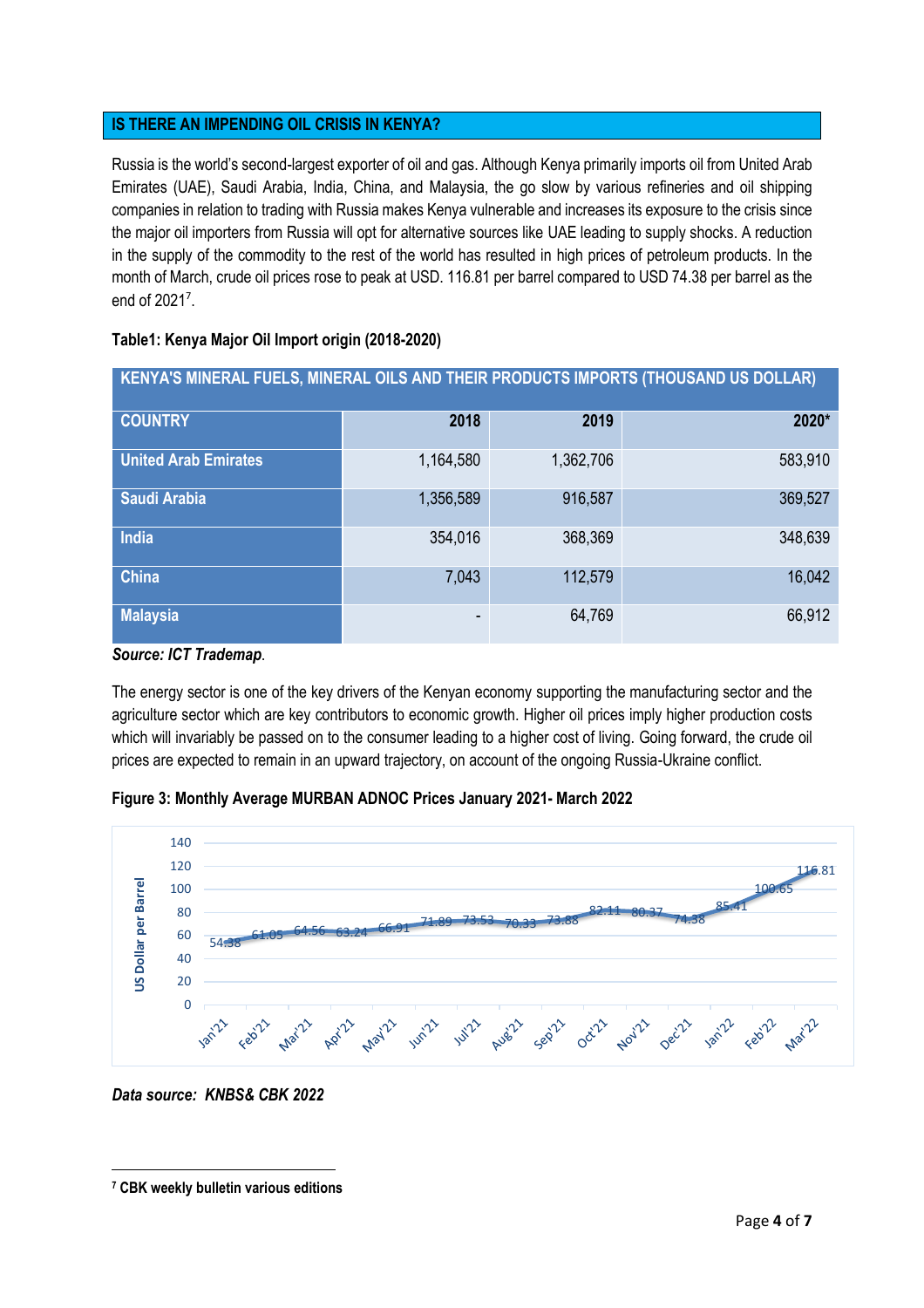## IS THERE AN IMPENDING OIL CRISIS IN KENYA?

Russia is the world's second-largest exporter of oil and gas. Although Kenya primarily imports oil from United Arab Emirates (UAE), Saudi Arabia, India, China, and Malaysia, the go slow by various refineries and oil shipping companies in relation to trading with Russia makes Kenya vulnerable and increases its exposure to the crisis since the major oil importers from Russia will opt for alternative sources like UAE leading to supply shocks. A reduction in the supply of the commodity to the rest of the world has resulted in high prices of petroleum products. In the month of March, crude oil prices rose to peak at USD. 116.81 per barrel compared to USD 74.38 per barrel as the end of 2021[7].

**Table1: Kenya Major Oil Import origin (2018-2020)**

| KENYA'S MINERAL FUELS, MINERAL OILS AND THEIR PRODUCTS IMPORTS (THOUSAND US DOLLAR) | | | |
|---|---|---|---|
| **COUNTRY** | **2018** | **2019** | **2020*** |
| **United Arab Emirates** | 1,164,580 | 1,362,706 | 583,910 |
| **Saudi Arabia** | 1,356,589 | 916,587 | 369,527 |
| **India** | 354,016 | 368,369 | 348,639 |
| **China** | 7,043 | 112,579 | 16,042 |
| **Malaysia** | - | 64,769 | 66,912 |

***Source: ICT Trademap.***

The energy sector is one of the key drivers of the Kenyan economy supporting the manufacturing sector and the agriculture sector which are key contributors to economic growth. Higher oil prices imply higher production costs which will invariably be passed on to the consumer leading to a higher cost of living. Going forward, the crude oil prices are expected to remain in an upward trajectory, on account of the ongoing Russia-Ukraine conflict.

**Figure 3: Monthly Average MURBAN ADNOC Prices January 2021- March 2022**

| Month | US Dollar per Barrel |
|---|---|
| Jan'21 | 54.38 |
| Feb'21 | 61.05 |
| Mar'21 | 64.56 |
| Apr'21 | 63.24 |
| May'21 | 66.91 |
| Jun'21 | 71.89 |
| Jul'21 | 73.53 |
| Aug'21 | 70.33 |
| Sep'21 | 73.88 |
| Oct'21 | 82.11 |
| Nov'21 | 80.37 |
| Dec'21 | 74.38 |
| Jan'22 | 85.41 |
| Feb'22 | 100.65 |
| Mar'22 | 116.81 |

***Data source: KNBS& CBK 2022***

[7] CBK weekly bulletin various editions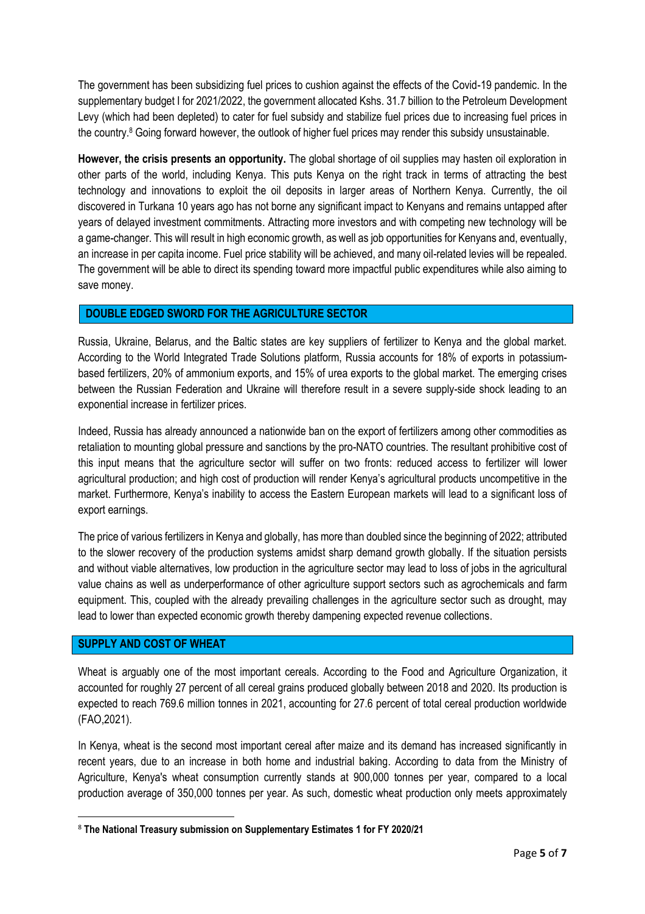The government has been subsidizing fuel prices to cushion against the effects of the Covid-19 pandemic. In the supplementary budget I for 2021/2022, the government allocated Kshs. 31.7 billion to the Petroleum Development Levy (which had been depleted) to cater for fuel subsidy and stabilize fuel prices due to increasing fuel prices in the country.[8] Going forward however, the outlook of higher fuel prices may render this subsidy unsustainable.

**However, the crisis presents an opportunity.** The global shortage of oil supplies may hasten oil exploration in other parts of the world, including Kenya. This puts Kenya on the right track in terms of attracting the best technology and innovations to exploit the oil deposits in larger areas of Northern Kenya. Currently, the oil discovered in Turkana 10 years ago has not borne any significant impact to Kenyans and remains untapped after years of delayed investment commitments. Attracting more investors and with competing new technology will be a game-changer. This will result in high economic growth, as well as job opportunities for Kenyans and, eventually, an increase in per capita income. Fuel price stability will be achieved, and many oil-related levies will be repealed. The government will be able to direct its spending toward more impactful public expenditures while also aiming to save money.

## DOUBLE EDGED SWORD FOR THE AGRICULTURE SECTOR

Russia, Ukraine, Belarus, and the Baltic states are key suppliers of fertilizer to Kenya and the global market. According to the World Integrated Trade Solutions platform, Russia accounts for 18% of exports in potassium-based fertilizers, 20% of ammonium exports, and 15% of urea exports to the global market. The emerging crises between the Russian Federation and Ukraine will therefore result in a severe supply-side shock leading to an exponential increase in fertilizer prices.

Indeed, Russia has already announced a nationwide ban on the export of fertilizers among other commodities as retaliation to mounting global pressure and sanctions by the pro-NATO countries. The resultant prohibitive cost of this input means that the agriculture sector will suffer on two fronts: reduced access to fertilizer will lower agricultural production; and high cost of production will render Kenya's agricultural products uncompetitive in the market. Furthermore, Kenya's inability to access the Eastern European markets will lead to a significant loss of export earnings.

The price of various fertilizers in Kenya and globally, has more than doubled since the beginning of 2022; attributed to the slower recovery of the production systems amidst sharp demand growth globally. If the situation persists and without viable alternatives, low production in the agriculture sector may lead to loss of jobs in the agricultural value chains as well as underperformance of other agriculture support sectors such as agrochemicals and farm equipment. This, coupled with the already prevailing challenges in the agriculture sector such as drought, may lead to lower than expected economic growth thereby dampening expected revenue collections.

## SUPPLY AND COST OF WHEAT

Wheat is arguably one of the most important cereals. According to the Food and Agriculture Organization, it accounted for roughly 27 percent of all cereal grains produced globally between 2018 and 2020. Its production is expected to reach 769.6 million tonnes in 2021, accounting for 27.6 percent of total cereal production worldwide (FAO,2021).

In Kenya, wheat is the second most important cereal after maize and its demand has increased significantly in recent years, due to an increase in both home and industrial baking. According to data from the Ministry of Agriculture, Kenya's wheat consumption currently stands at 900,000 tonnes per year, compared to a local production average of 350,000 tonnes per year. As such, domestic wheat production only meets approximately

[8] **The National Treasury submission on Supplementary Estimates 1 for FY 2020/21**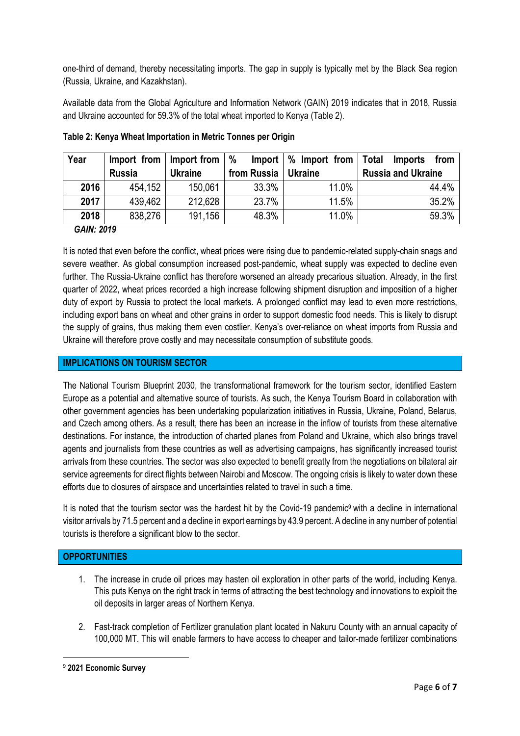one-third of demand, thereby necessitating imports. The gap in supply is typically met by the Black Sea region (Russia, Ukraine, and Kazakhstan).

Available data from the Global Agriculture and Information Network (GAIN) 2019 indicates that in 2018, Russia and Ukraine accounted for 59.3% of the total wheat imported to Kenya (Table 2).

**Table 2: Kenya Wheat Importation in Metric Tonnes per Origin**

| Year | Import from Russia | Import from Ukraine | % Import from Russia | % Import from Ukraine | Total Imports from Russia and Ukraine |
|---|---|---|---|---|---|
| **2016** | 454,152 | 150,061 | 33.3% | 11.0% | 44.4% |
| **2017** | 439,462 | 212,628 | 23.7% | 11.5% | 35.2% |
| **2018** | 838,276 | 191,156 | 48.3% | 11.0% | 59.3% |

***GAIN: 2019***

It is noted that even before the conflict, wheat prices were rising due to pandemic-related supply-chain snags and severe weather. As global consumption increased post-pandemic, wheat supply was expected to decline even further. The Russia-Ukraine conflict has therefore worsened an already precarious situation. Already, in the first quarter of 2022, wheat prices recorded a high increase following shipment disruption and imposition of a higher duty of export by Russia to protect the local markets. A prolonged conflict may lead to even more restrictions, including export bans on wheat and other grains in order to support domestic food needs. This is likely to disrupt the supply of grains, thus making them even costlier. Kenya's over-reliance on wheat imports from Russia and Ukraine will therefore prove costly and may necessitate consumption of substitute goods.

## IMPLICATIONS ON TOURISM SECTOR

The National Tourism Blueprint 2030, the transformational framework for the tourism sector, identified Eastern Europe as a potential and alternative source of tourists. As such, the Kenya Tourism Board in collaboration with other government agencies has been undertaking popularization initiatives in Russia, Ukraine, Poland, Belarus, and Czech among others. As a result, there has been an increase in the inflow of tourists from these alternative destinations. For instance, the introduction of charted planes from Poland and Ukraine, which also brings travel agents and journalists from these countries as well as advertising campaigns, has significantly increased tourist arrivals from these countries. The sector was also expected to benefit greatly from the negotiations on bilateral air service agreements for direct flights between Nairobi and Moscow. The ongoing crisis is likely to water down these efforts due to closures of airspace and uncertainties related to travel in such a time.

It is noted that the tourism sector was the hardest hit by the Covid-19 pandemic[9] with a decline in international visitor arrivals by 71.5 percent and a decline in export earnings by 43.9 percent. A decline in any number of potential tourists is therefore a significant blow to the sector.

## OPPORTUNITIES

1. The increase in crude oil prices may hasten oil exploration in other parts of the world, including Kenya. This puts Kenya on the right track in terms of attracting the best technology and innovations to exploit the oil deposits in larger areas of Northern Kenya.

2. Fast-track completion of Fertilizer granulation plant located in Nakuru County with an annual capacity of 100,000 MT. This will enable farmers to have access to cheaper and tailor-made fertilizer combinations

[9] **2021 Economic Survey**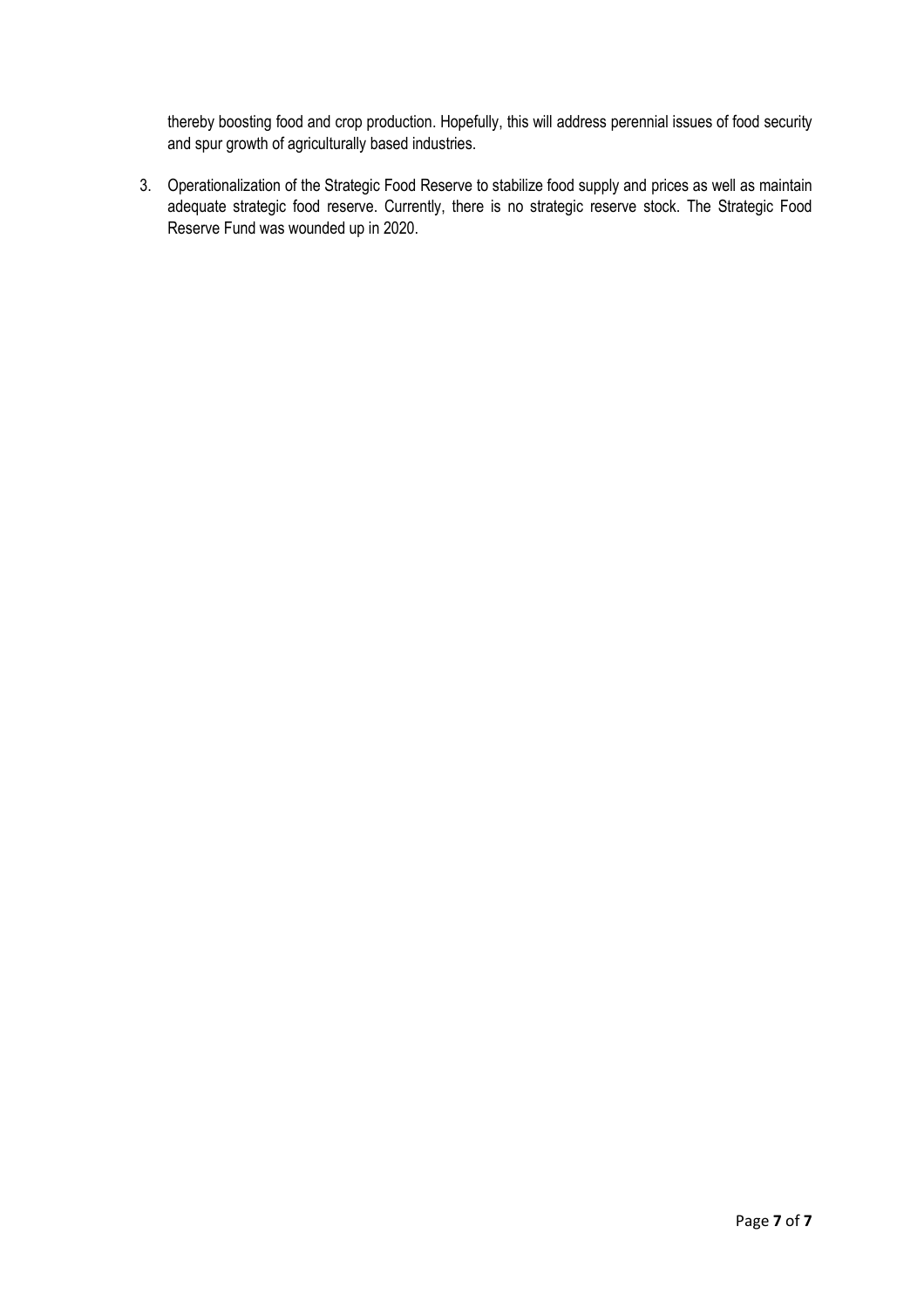thereby boosting food and crop production. Hopefully, this will address perennial issues of food security and spur growth of agriculturally based industries.

3. Operationalization of the Strategic Food Reserve to stabilize food supply and prices as well as maintain adequate strategic food reserve. Currently, there is no strategic reserve stock. The Strategic Food Reserve Fund was wounded up in 2020.